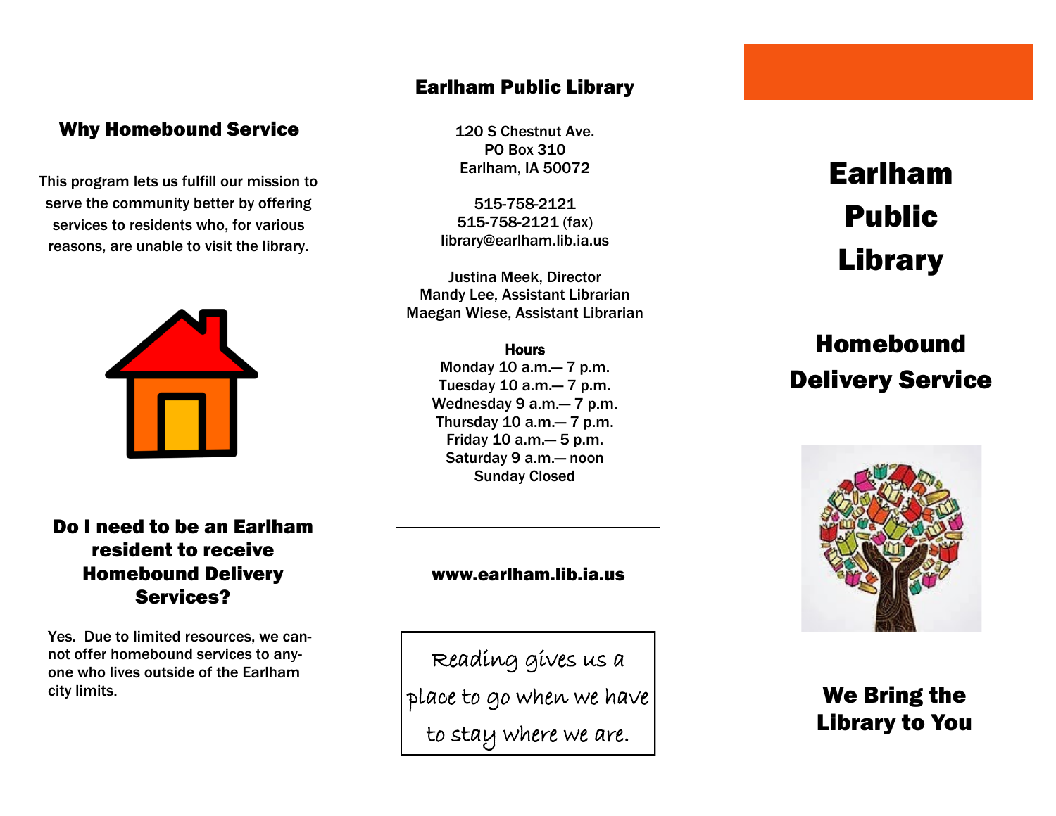## Why Homebound Service

This program lets us fulfill our mission to serve the community better by offering services to residents who, for various reasons, are unable to visit the library.

## Do I need to be an Earlham resident to receive Homebound Delivery Services?

Yes. Due to limited resources, we cannot offer homebound services to anyone who lives outside of the Earlham city limits.

## Earlham Public Library

120 S Chestnut Ave.
PO Box 310
Earlham, IA 50072

515-758-2121
515-758-2121 (fax)
library@earlham.lib.ia.us

Justina Meek, Director
Mandy Lee, Assistant Librarian
Maegan Wiese, Assistant Librarian

**Hours**
Monday 10 a.m.— 7 p.m.
Tuesday 10 a.m.— 7 p.m.
Wednesday 9 a.m.— 7 p.m.
Thursday 10 a.m.— 7 p.m.
Friday 10 a.m.— 5 p.m.
Saturday 9 a.m.— noon
Sunday Closed

---

**www.earlham.lib.ia.us**

Reading gives us a place to go when we have to stay where we are.

# Earlham Public Library

## Homebound Delivery Service

## We Bring the Library to You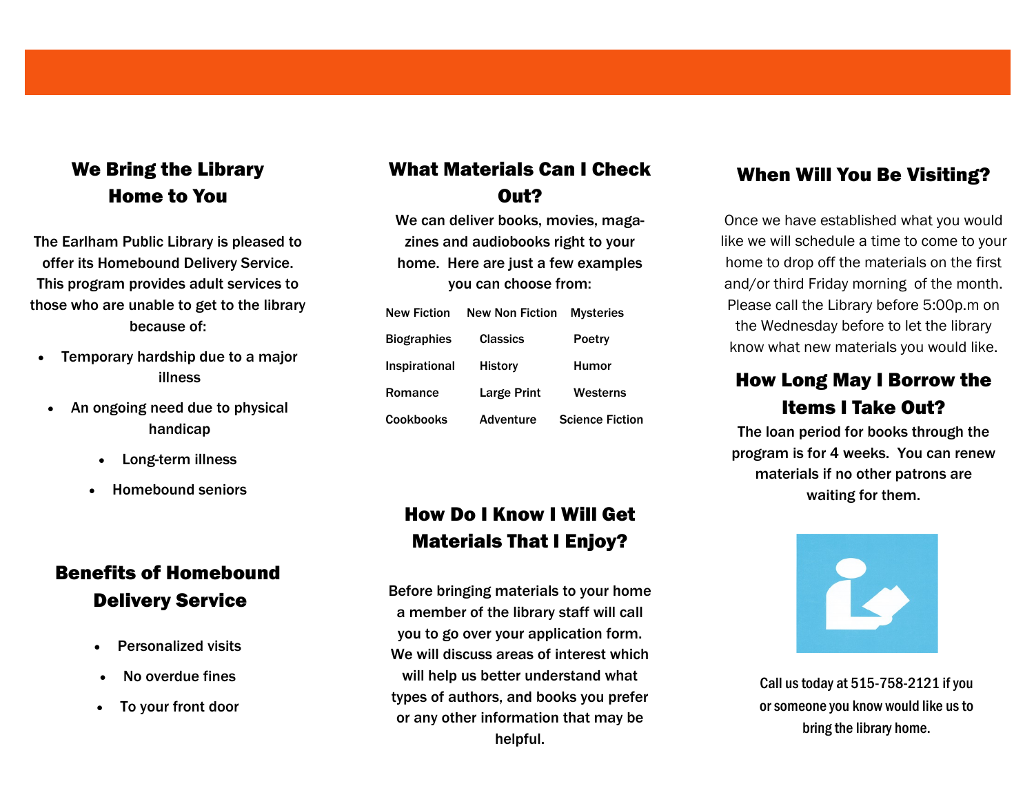## We Bring the Library Home to You

The Earlham Public Library is pleased to offer its Homebound Delivery Service. This program provides adult services to those who are unable to get to the library because of:

- Temporary hardship due to a major illness
- An ongoing need due to physical handicap
- Long-term illness
- Homebound seniors

## Benefits of Homebound Delivery Service

- Personalized visits
- No overdue fines
- To your front door

## What Materials Can I Check Out?

We can deliver books, movies, magazines and audiobooks right to your home. Here are just a few examples you can choose from:

| | | |
|---|---|---|
| New Fiction | New Non Fiction | Mysteries |
| Biographies | Classics | Poetry |
| Inspirational | History | Humor |
| Romance | Large Print | Westerns |
| Cookbooks | Adventure | Science Fiction |

## How Do I Know I Will Get Materials That I Enjoy?

Before bringing materials to your home a member of the library staff will call you to go over your application form. We will discuss areas of interest which will help us better understand what types of authors, and books you prefer or any other information that may be helpful.

## When Will You Be Visiting?

Once we have established what you would like we will schedule a time to come to your home to drop off the materials on the first and/or third Friday morning of the month. Please call the Library before 5:00p.m on the Wednesday before to let the library know what new materials you would like.

## How Long May I Borrow the Items I Take Out?

The loan period for books through the program is for 4 weeks. You can renew materials if no other patrons are waiting for them.

Call us today at 515-758-2121 if you or someone you know would like us to bring the library home.